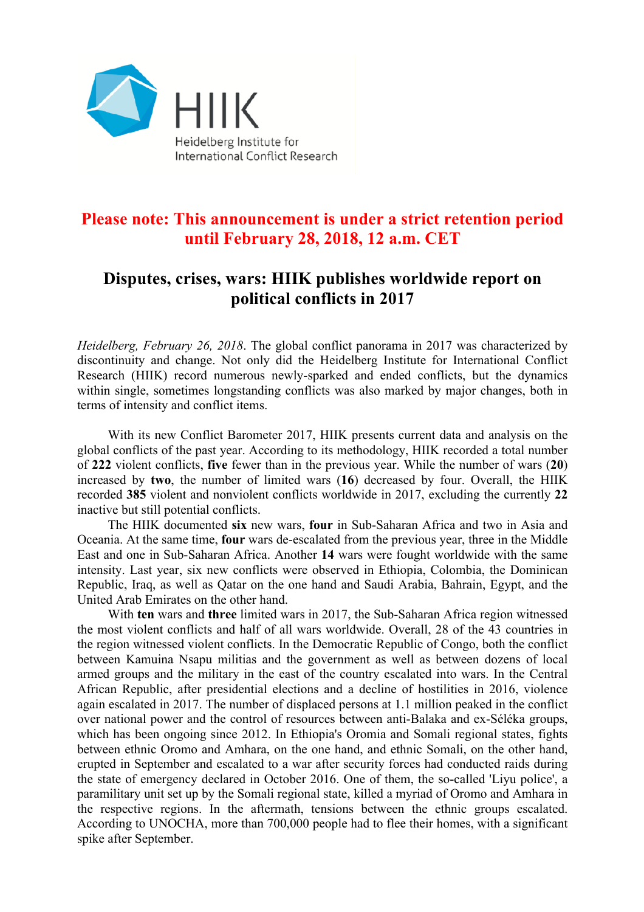HIIK

Heidelberg Institute for International Conflict Research

**Please note: This announcement is under a strict retention period until February 28, 2018, 12 a.m. CET**

# Disputes, crises, wars: HIIK publishes worldwide report on political conflicts in 2017

*Heidelberg, February 26, 2018*. The global conflict panorama in 2017 was characterized by discontinuity and change. Not only did the Heidelberg Institute for International Conflict Research (HIIK) record numerous newly-sparked and ended conflicts, but the dynamics within single, sometimes longstanding conflicts was also marked by major changes, both in terms of intensity and conflict items.

With its new Conflict Barometer 2017, HIIK presents current data and analysis on the global conflicts of the past year. According to its methodology, HIIK recorded a total number of **222** violent conflicts, **five** fewer than in the previous year. While the number of wars (**20**) increased by **two**, the number of limited wars (**16**) decreased by four. Overall, the HIIK recorded **385** violent and nonviolent conflicts worldwide in 2017, excluding the currently **22** inactive but still potential conflicts.

The HIIK documented **six** new wars, **four** in Sub-Saharan Africa and two in Asia and Oceania. At the same time, **four** wars de-escalated from the previous year, three in the Middle East and one in Sub-Saharan Africa. Another **14** wars were fought worldwide with the same intensity. Last year, six new conflicts were observed in Ethiopia, Colombia, the Dominican Republic, Iraq, as well as Qatar on the one hand and Saudi Arabia, Bahrain, Egypt, and the United Arab Emirates on the other hand.

With **ten** wars and **three** limited wars in 2017, the Sub-Saharan Africa region witnessed the most violent conflicts and half of all wars worldwide. Overall, 28 of the 43 countries in the region witnessed violent conflicts. In the Democratic Republic of Congo, both the conflict between Kamuina Nsapu militias and the government as well as between dozens of local armed groups and the military in the east of the country escalated into wars. In the Central African Republic, after presidential elections and a decline of hostilities in 2016, violence again escalated in 2017. The number of displaced persons at 1.1 million peaked in the conflict over national power and the control of resources between anti-Balaka and ex-Séléka groups, which has been ongoing since 2012. In Ethiopia's Oromia and Somali regional states, fights between ethnic Oromo and Amhara, on the one hand, and ethnic Somali, on the other hand, erupted in September and escalated to a war after security forces had conducted raids during the state of emergency declared in October 2016. One of them, the so-called 'Liyu police', a paramilitary unit set up by the Somali regional state, killed a myriad of Oromo and Amhara in the respective regions. In the aftermath, tensions between the ethnic groups escalated. According to UNOCHA, more than 700,000 people had to flee their homes, with a significant spike after September.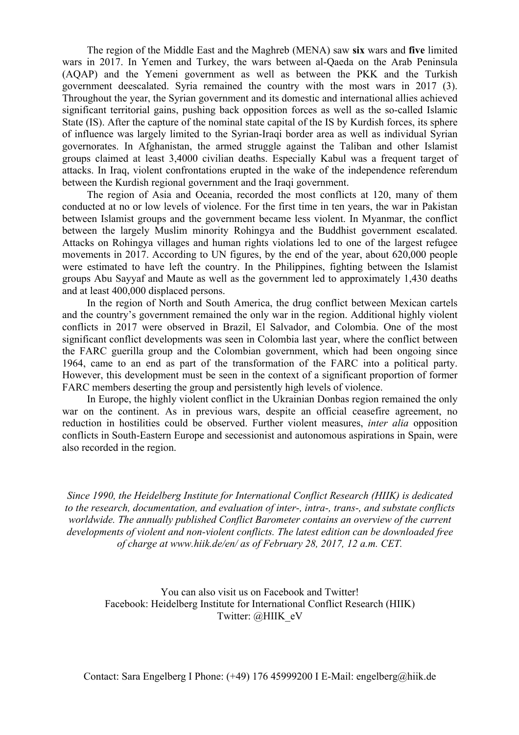The region of the Middle East and the Maghreb (MENA) saw **six** wars and **five** limited wars in 2017. In Yemen and Turkey, the wars between al-Qaeda on the Arab Peninsula (AQAP) and the Yemeni government as well as between the PKK and the Turkish government deescalated. Syria remained the country with the most wars in 2017 (3). Throughout the year, the Syrian government and its domestic and international allies achieved significant territorial gains, pushing back opposition forces as well as the so-called Islamic State (IS). After the capture of the nominal state capital of the IS by Kurdish forces, its sphere of influence was largely limited to the Syrian-Iraqi border area as well as individual Syrian governorates. In Afghanistan, the armed struggle against the Taliban and other Islamist groups claimed at least 3,4000 civilian deaths. Especially Kabul was a frequent target of attacks. In Iraq, violent confrontations erupted in the wake of the independence referendum between the Kurdish regional government and the Iraqi government.

The region of Asia and Oceania, recorded the most conflicts at 120, many of them conducted at no or low levels of violence. For the first time in ten years, the war in Pakistan between Islamist groups and the government became less violent. In Myanmar, the conflict between the largely Muslim minority Rohingya and the Buddhist government escalated. Attacks on Rohingya villages and human rights violations led to one of the largest refugee movements in 2017. According to UN figures, by the end of the year, about 620,000 people were estimated to have left the country. In the Philippines, fighting between the Islamist groups Abu Sayyaf and Maute as well as the government led to approximately 1,430 deaths and at least 400,000 displaced persons.

In the region of North and South America, the drug conflict between Mexican cartels and the country's government remained the only war in the region. Additional highly violent conflicts in 2017 were observed in Brazil, El Salvador, and Colombia. One of the most significant conflict developments was seen in Colombia last year, where the conflict between the FARC guerilla group and the Colombian government, which had been ongoing since 1964, came to an end as part of the transformation of the FARC into a political party. However, this development must be seen in the context of a significant proportion of former FARC members deserting the group and persistently high levels of violence.

In Europe, the highly violent conflict in the Ukrainian Donbas region remained the only war on the continent. As in previous wars, despite an official ceasefire agreement, no reduction in hostilities could be observed. Further violent measures, *inter alia* opposition conflicts in South-Eastern Europe and secessionist and autonomous aspirations in Spain, were also recorded in the region.

*Since 1990, the Heidelberg Institute for International Conflict Research (HIIK) is dedicated to the research, documentation, and evaluation of inter-, intra-, trans-, and substate conflicts worldwide. The annually published Conflict Barometer contains an overview of the current developments of violent and non-violent conflicts. The latest edition can be downloaded free of charge at www.hiik.de/en/ as of February 28, 2017, 12 a.m. CET.*

You can also visit us on Facebook and Twitter!
Facebook: Heidelberg Institute for International Conflict Research (HIIK)
Twitter: @HIIK_eV

Contact: Sara Engelberg I Phone: (+49) 176 45999200 I E-Mail: engelberg@hiik.de